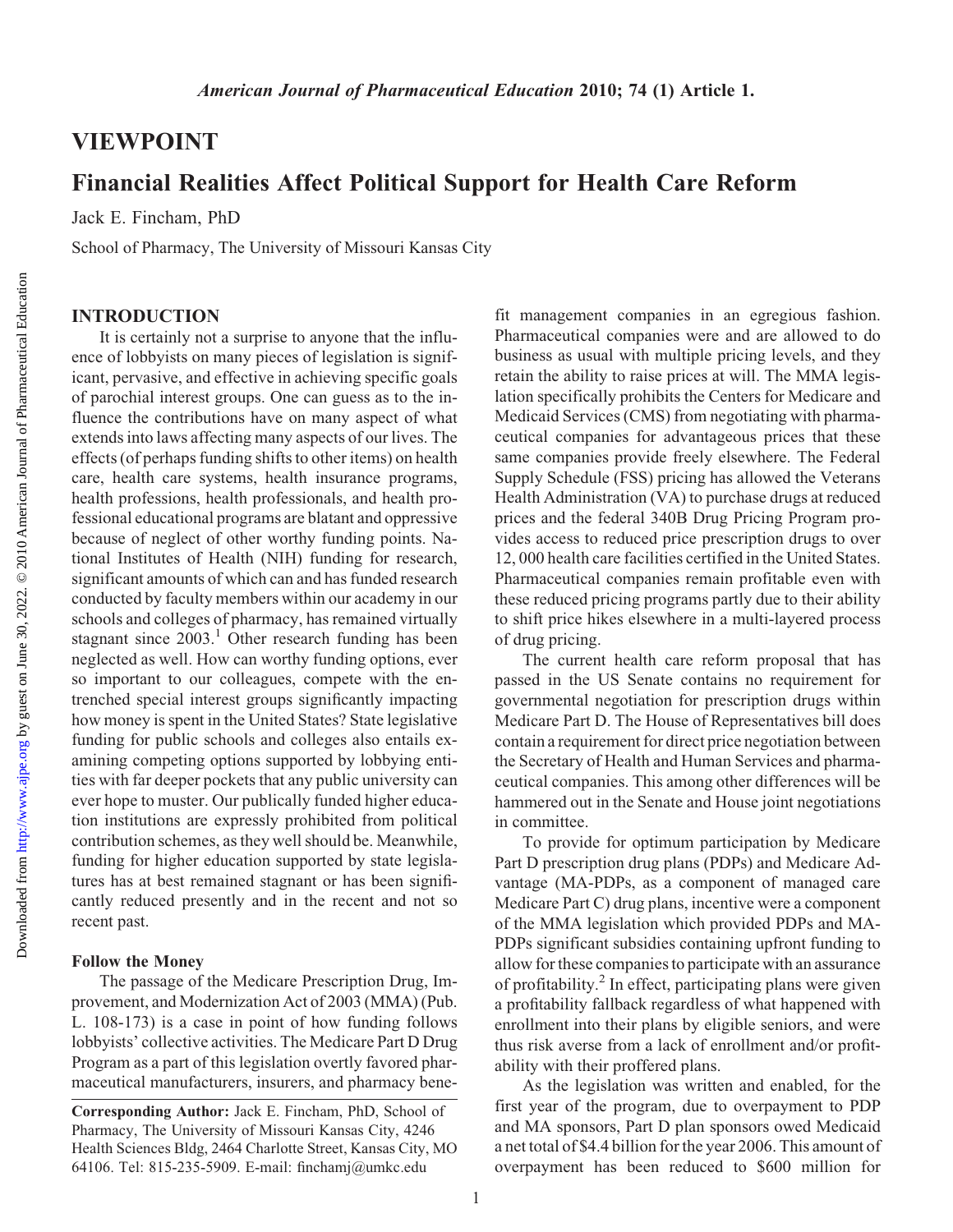## VIEWPOINT

# Financial Realities Affect Political Support for Health Care Reform

Jack E. Fincham, PhD

School of Pharmacy, The University of Missouri Kansas City

## INTRODUCTION

It is certainly not a surprise to anyone that the influence of lobbyists on many pieces of legislation is significant, pervasive, and effective in achieving specific goals of parochial interest groups. One can guess as to the influence the contributions have on many aspect of what extends into laws affecting many aspects of our lives. The effects (of perhaps funding shifts to other items) on health care, health care systems, health insurance programs, health professions, health professionals, and health professional educational programs are blatant and oppressive because of neglect of other worthy funding points. National Institutes of Health (NIH) funding for research, significant amounts of which can and has funded research conducted by faculty members within our academy in our schools and colleges of pharmacy, has remained virtually stagnant since 2003.[1] Other research funding has been neglected as well. How can worthy funding options, ever so important to our colleagues, compete with the entrenched special interest groups significantly impacting how money is spent in the United States? State legislative funding for public schools and colleges also entails examining competing options supported by lobbying entities with far deeper pockets that any public university can ever hope to muster. Our publically funded higher education institutions are expressly prohibited from political contribution schemes, as they well should be. Meanwhile, funding for higher education supported by state legislatures has at best remained stagnant or has been significantly reduced presently and in the recent and not so recent past.

### Follow the Money

The passage of the Medicare Prescription Drug, Improvement, and Modernization Act of 2003 (MMA) (Pub. L. 108-173) is a case in point of how funding follows lobbyists' collective activities. The Medicare Part D Drug Program as a part of this legislation overtly favored pharmaceutical manufacturers, insurers, and pharmacy benefit management companies in an egregious fashion. Pharmaceutical companies were and are allowed to do business as usual with multiple pricing levels, and they retain the ability to raise prices at will. The MMA legislation specifically prohibits the Centers for Medicare and Medicaid Services (CMS) from negotiating with pharmaceutical companies for advantageous prices that these same companies provide freely elsewhere. The Federal Supply Schedule (FSS) pricing has allowed the Veterans Health Administration (VA) to purchase drugs at reduced prices and the federal 340B Drug Pricing Program provides access to reduced price prescription drugs to over 12, 000 health care facilities certified in the United States. Pharmaceutical companies remain profitable even with these reduced pricing programs partly due to their ability to shift price hikes elsewhere in a multi-layered process of drug pricing.

The current health care reform proposal that has passed in the US Senate contains no requirement for governmental negotiation for prescription drugs within Medicare Part D. The House of Representatives bill does contain a requirement for direct price negotiation between the Secretary of Health and Human Services and pharmaceutical companies. This among other differences will be hammered out in the Senate and House joint negotiations in committee.

To provide for optimum participation by Medicare Part D prescription drug plans (PDPs) and Medicare Advantage (MA-PDPs, as a component of managed care Medicare Part C) drug plans, incentive were a component of the MMA legislation which provided PDPs and MA-PDPs significant subsidies containing upfront funding to allow for these companies to participate with an assurance of profitability.[2] In effect, participating plans were given a profitability fallback regardless of what happened with enrollment into their plans by eligible seniors, and were thus risk averse from a lack of enrollment and/or profitability with their proffered plans.

As the legislation was written and enabled, for the first year of the program, due to overpayment to PDP and MA sponsors, Part D plan sponsors owed Medicaid a net total of $4.4 billion for the year 2006. This amount of overpayment has been reduced to $600 million for

**Corresponding Author:** Jack E. Fincham, PhD, School of Pharmacy, The University of Missouri Kansas City, 4246 Health Sciences Bldg, 2464 Charlotte Street, Kansas City, MO 64106. Tel: 815-235-5909. E-mail: finchamj@umkc.edu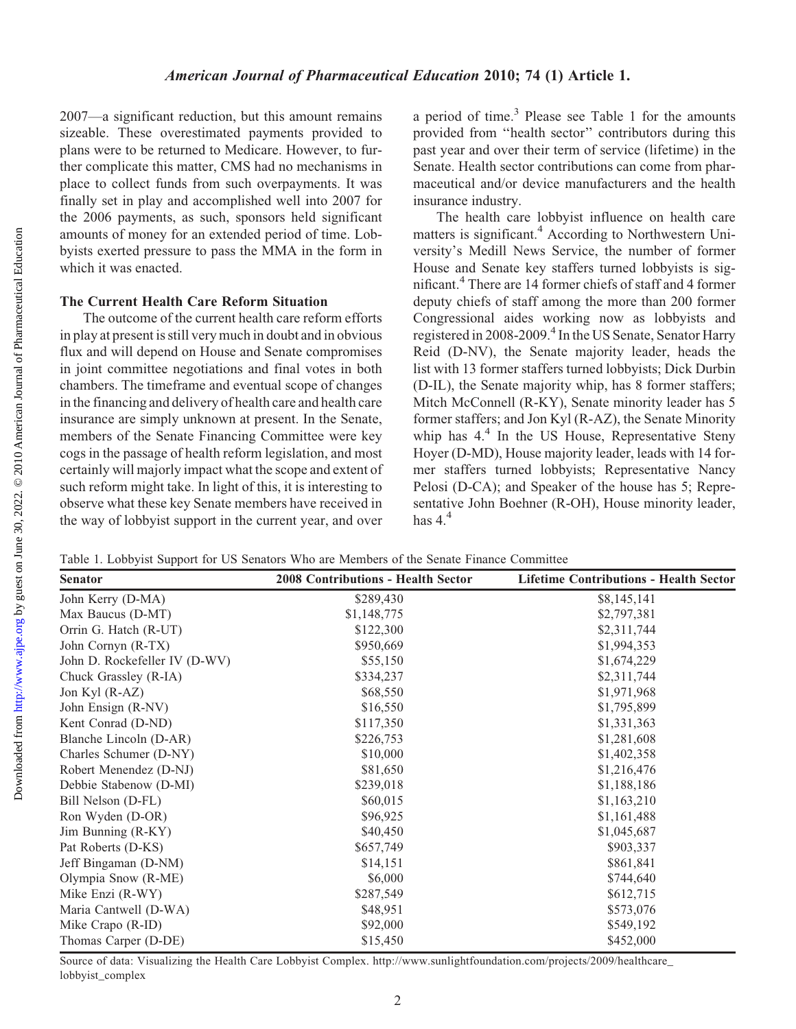2007—a significant reduction, but this amount remains sizeable. These overestimated payments provided to plans were to be returned to Medicare. However, to further complicate this matter, CMS had no mechanisms in place to collect funds from such overpayments. It was finally set in play and accomplished well into 2007 for the 2006 payments, as such, sponsors held significant amounts of money for an extended period of time. Lobbyists exerted pressure to pass the MMA in the form in which it was enacted.

### The Current Health Care Reform Situation

The outcome of the current health care reform efforts in play at present is still very much in doubt and in obvious flux and will depend on House and Senate compromises in joint committee negotiations and final votes in both chambers. The timeframe and eventual scope of changes in the financing and delivery of health care and health care insurance are simply unknown at present. In the Senate, members of the Senate Financing Committee were key cogs in the passage of health reform legislation, and most certainly will majorly impact what the scope and extent of such reform might take. In light of this, it is interesting to observe what these key Senate members have received in the way of lobbyist support in the current year, and over a period of time.[3] Please see Table 1 for the amounts provided from "health sector" contributors during this past year and over their term of service (lifetime) in the Senate. Health sector contributions can come from pharmaceutical and/or device manufacturers and the health insurance industry.

The health care lobbyist influence on health care matters is significant.[4] According to Northwestern University's Medill News Service, the number of former House and Senate key staffers turned lobbyists is significant.[4] There are 14 former chiefs of staff and 4 former deputy chiefs of staff among the more than 200 former Congressional aides working now as lobbyists and registered in 2008-2009.[4] In the US Senate, Senator Harry Reid (D-NV), the Senate majority leader, heads the list with 13 former staffers turned lobbyists; Dick Durbin (D-IL), the Senate majority whip, has 8 former staffers; Mitch McConnell (R-KY), Senate minority leader has 5 former staffers; and Jon Kyl (R-AZ), the Senate Minority whip has 4.[4] In the US House, Representative Steny Hoyer (D-MD), House majority leader, leads with 14 former staffers turned lobbyists; Representative Nancy Pelosi (D-CA); and Speaker of the house has 5; Representative John Boehner (R-OH), House minority leader, has 4.[4]

Table 1. Lobbyist Support for US Senators Who are Members of the Senate Finance Committee

| Senator | 2008 Contributions - Health Sector | Lifetime Contributions - Health Sector |
|---|---|---|
| John Kerry (D-MA) | $289,430 | $8,145,141 |
| Max Baucus (D-MT) | $1,148,775 | $2,797,381 |
| Orrin G. Hatch (R-UT) | $122,300 | $2,311,744 |
| John Cornyn (R-TX) | $950,669 | $1,994,353 |
| John D. Rockefeller IV (D-WV) | $55,150 | $1,674,229 |
| Chuck Grassley (R-IA) | $334,237 | $2,311,744 |
| Jon Kyl (R-AZ) | $68,550 | $1,971,968 |
| John Ensign (R-NV) | $16,550 | $1,795,899 |
| Kent Conrad (D-ND) | $117,350 | $1,331,363 |
| Blanche Lincoln (D-AR) | $226,753 | $1,281,608 |
| Charles Schumer (D-NY) | $10,000 | $1,402,358 |
| Robert Menendez (D-NJ) | $81,650 | $1,216,476 |
| Debbie Stabenow (D-MI) | $239,018 | $1,188,186 |
| Bill Nelson (D-FL) | $60,015 | $1,163,210 |
| Ron Wyden (D-OR) | $96,925 | $1,161,488 |
| Jim Bunning (R-KY) | $40,450 | $1,045,687 |
| Pat Roberts (D-KS) | $657,749 | $903,337 |
| Jeff Bingaman (D-NM) | $14,151 | $861,841 |
| Olympia Snow (R-ME) | $6,000 | $744,640 |
| Mike Enzi (R-WY) | $287,549 | $612,715 |
| Maria Cantwell (D-WA) | $48,951 | $573,076 |
| Mike Crapo (R-ID) | $92,000 | $549,192 |
| Thomas Carper (D-DE) | $15,450 | $452,000 |

Source of data: Visualizing the Health Care Lobbyist Complex. http://www.sunlightfoundation.com/projects/2009/healthcare_lobbyist_complex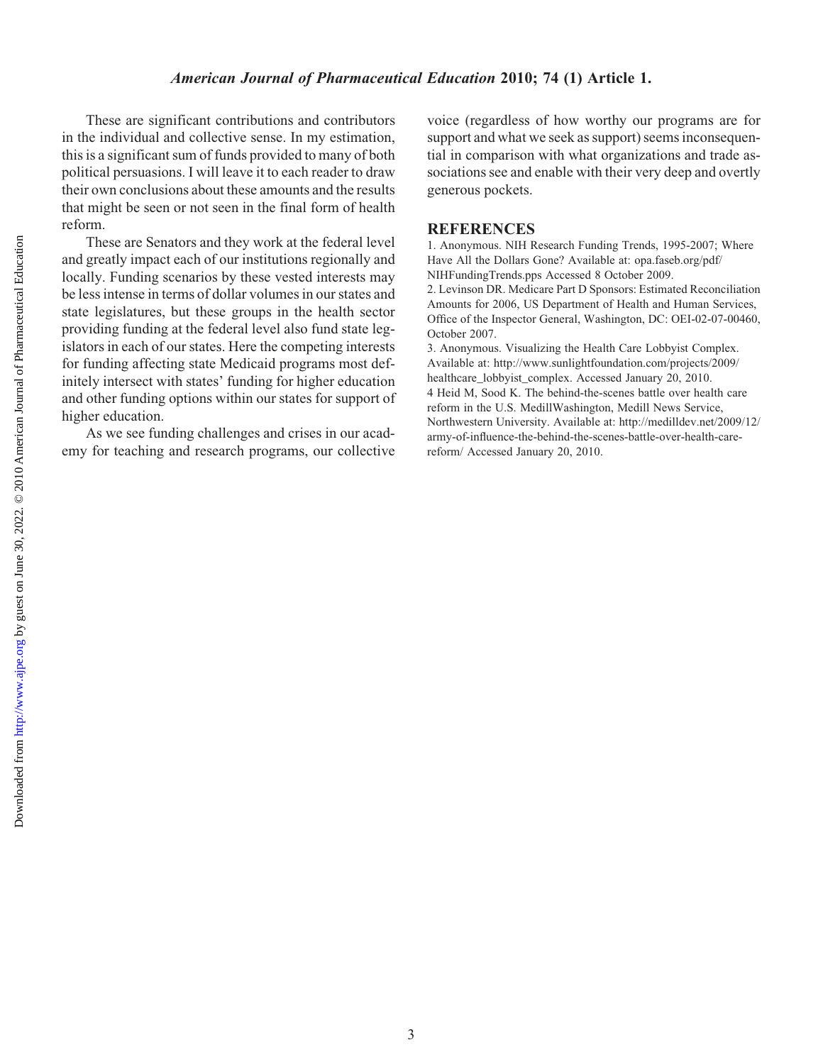These are significant contributions and contributors in the individual and collective sense. In my estimation, this is a significant sum of funds provided to many of both political persuasions. I will leave it to each reader to draw their own conclusions about these amounts and the results that might be seen or not seen in the final form of health reform.

These are Senators and they work at the federal level and greatly impact each of our institutions regionally and locally. Funding scenarios by these vested interests may be less intense in terms of dollar volumes in our states and state legislatures, but these groups in the health sector providing funding at the federal level also fund state legislators in each of our states. Here the competing interests for funding affecting state Medicaid programs most definitely intersect with states' funding for higher education and other funding options within our states for support of higher education.

As we see funding challenges and crises in our academy for teaching and research programs, our collective voice (regardless of how worthy our programs are for support and what we seek as support) seems inconsequential in comparison with what organizations and trade associations see and enable with their very deep and overtly generous pockets.

## REFERENCES

1. Anonymous. NIH Research Funding Trends, 1995-2007; Where Have All the Dollars Gone? Available at: opa.faseb.org/pdf/NIHFundingTrends.pps Accessed 8 October 2009.
2. Levinson DR. Medicare Part D Sponsors: Estimated Reconciliation Amounts for 2006, US Department of Health and Human Services, Office of the Inspector General, Washington, DC: OEI-02-07-00460, October 2007.
3. Anonymous. Visualizing the Health Care Lobbyist Complex. Available at: http://www.sunlightfoundation.com/projects/2009/healthcare_lobbyist_complex. Accessed January 20, 2010.
4 Heid M, Sood K. The behind-the-scenes battle over health care reform in the U.S. MedillWashington, Medill News Service, Northwestern University. Available at: http://medilldev.net/2009/12/army-of-influence-the-behind-the-scenes-battle-over-health-care-reform/ Accessed January 20, 2010.